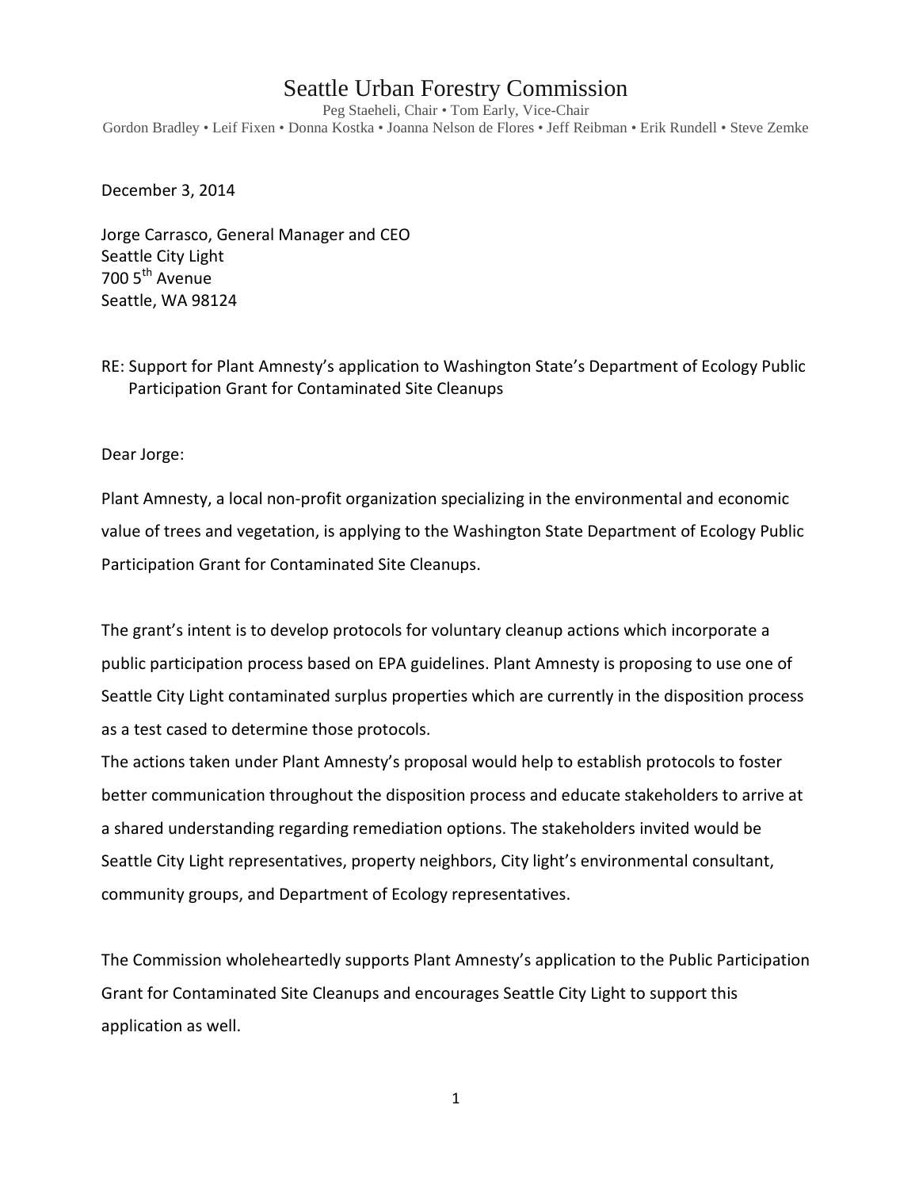# Seattle Urban Forestry Commission

Peg Staeheli, Chair • Tom Early, Vice-Chair
Gordon Bradley • Leif Fixen • Donna Kostka • Joanna Nelson de Flores • Jeff Reibman • Erik Rundell • Steve Zemke

December 3, 2014

Jorge Carrasco, General Manager and CEO
Seattle City Light
700 5th Avenue
Seattle, WA 98124

RE: Support for Plant Amnesty's application to Washington State's Department of Ecology Public Participation Grant for Contaminated Site Cleanups

Dear Jorge:

Plant Amnesty, a local non-profit organization specializing in the environmental and economic value of trees and vegetation, is applying to the Washington State Department of Ecology Public Participation Grant for Contaminated Site Cleanups.

The grant's intent is to develop protocols for voluntary cleanup actions which incorporate a public participation process based on EPA guidelines. Plant Amnesty is proposing to use one of Seattle City Light contaminated surplus properties which are currently in the disposition process as a test cased to determine those protocols.
The actions taken under Plant Amnesty's proposal would help to establish protocols to foster better communication throughout the disposition process and educate stakeholders to arrive at a shared understanding regarding remediation options. The stakeholders invited would be Seattle City Light representatives, property neighbors, City light's environmental consultant, community groups, and Department of Ecology representatives.

The Commission wholeheartedly supports Plant Amnesty's application to the Public Participation Grant for Contaminated Site Cleanups and encourages Seattle City Light to support this application as well.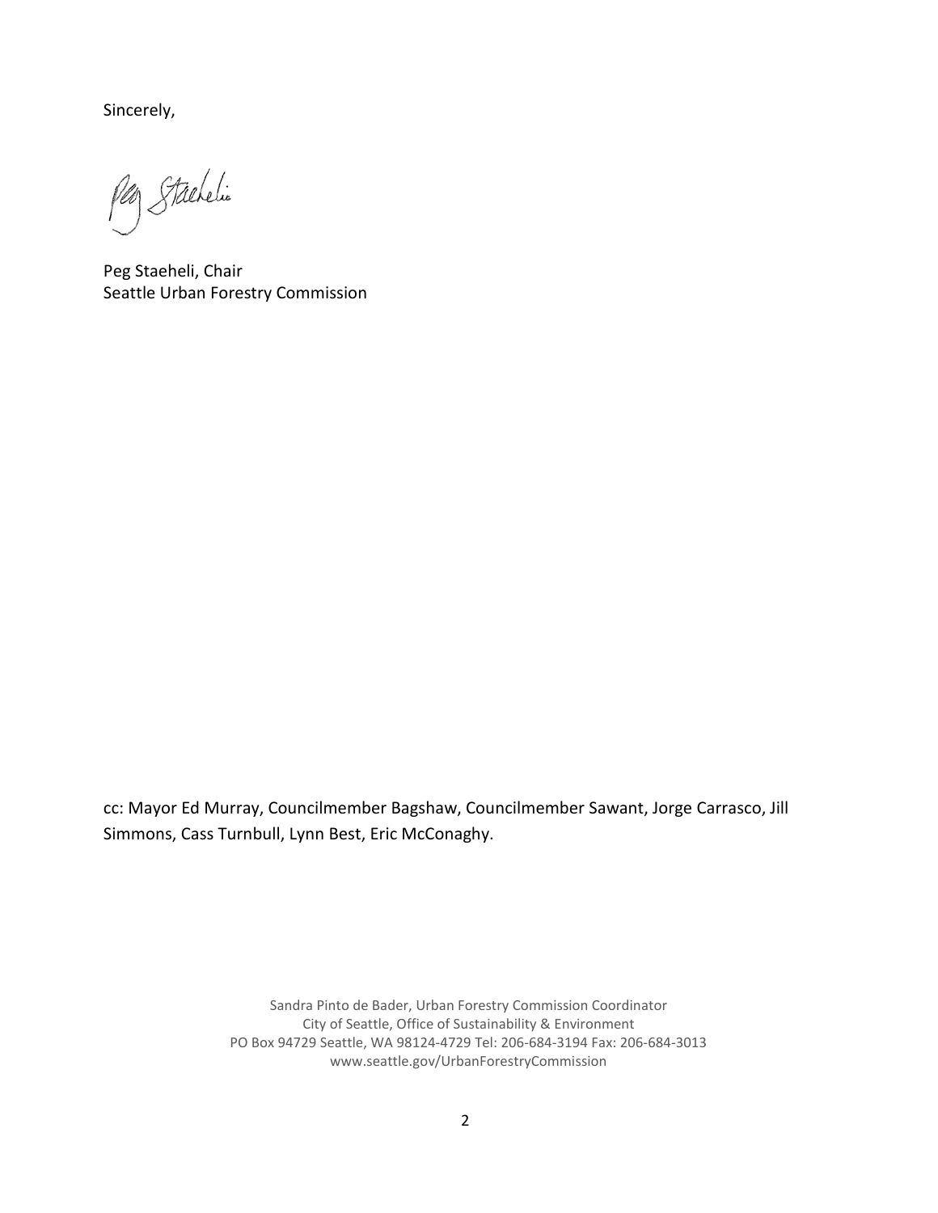Sincerely,

Peg Staeheli, Chair
Seattle Urban Forestry Commission

cc: Mayor Ed Murray, Councilmember Bagshaw, Councilmember Sawant, Jorge Carrasco, Jill Simmons, Cass Turnbull, Lynn Best, Eric McConaghy.

Sandra Pinto de Bader, Urban Forestry Commission Coordinator
City of Seattle, Office of Sustainability & Environment
PO Box 94729 Seattle, WA 98124-4729 Tel: 206-684-3194 Fax: 206-684-3013
www.seattle.gov/UrbanForestryCommission